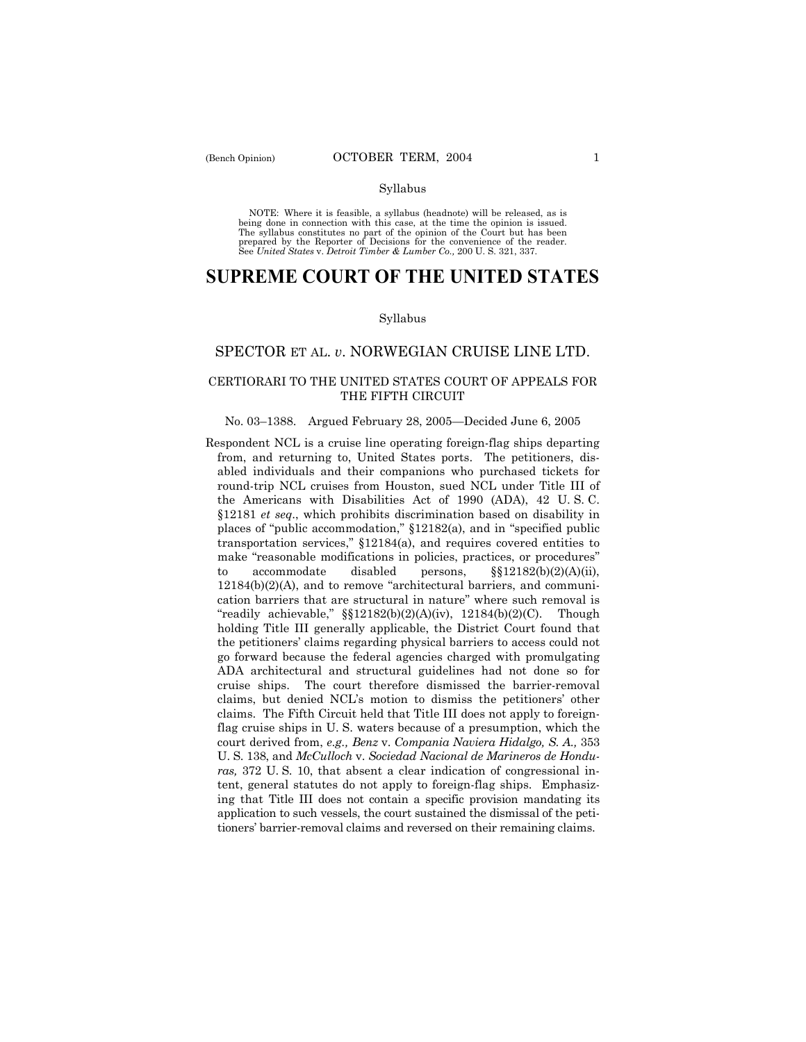NOTE: Where it is feasible, a syllabus (headnote) will be released, as is being done in connection with this case, at the time the opinion is issued. The syllabus constitutes no part of the opinion of the Court but has been prepared by the Reporter of Decisions for the convenience of the reader. See *United States* v. *Detroit Timber & Lumber Co.,* 200 U. S. 321, 337.

# SUPREME COURT OF THE UNITED STATES

Syllabus

## SPECTOR ET AL. *v*. NORWEGIAN CRUISE LINE LTD.

CERTIORARI TO THE UNITED STATES COURT OF APPEALS FOR THE FIFTH CIRCUIT

No. 03–1388. Argued February 28, 2005—Decided June 6, 2005

Respondent NCL is a cruise line operating foreign-flag ships departing from, and returning to, United States ports. The petitioners, disabled individuals and their companions who purchased tickets for round-trip NCL cruises from Houston, sued NCL under Title III of the Americans with Disabilities Act of 1990 (ADA), 42 U. S. C. §12181 *et seq*., which prohibits discrimination based on disability in places of "public accommodation," §12182(a), and in "specified public transportation services," §12184(a), and requires covered entities to make "reasonable modifications in policies, practices, or procedures" to accommodate disabled persons, §§12182(b)(2)(A)(ii), 12184(b)(2)(A), and to remove "architectural barriers, and communication barriers that are structural in nature" where such removal is "readily achievable," §§12182(b)(2)(A)(iv), 12184(b)(2)(C). Though holding Title III generally applicable, the District Court found that the petitioners' claims regarding physical barriers to access could not go forward because the federal agencies charged with promulgating ADA architectural and structural guidelines had not done so for cruise ships. The court therefore dismissed the barrier-removal claims, but denied NCL's motion to dismiss the petitioners' other claims. The Fifth Circuit held that Title III does not apply to foreign-flag cruise ships in U. S. waters because of a presumption, which the court derived from, *e.g., Benz* v. *Compania Naviera Hidalgo, S. A.,* 353 U. S. 138, and *McCulloch* v. *Sociedad Nacional de Marineros de Honduras,* 372 U. S. 10, that absent a clear indication of congressional intent, general statutes do not apply to foreign-flag ships. Emphasizing that Title III does not contain a specific provision mandating its application to such vessels, the court sustained the dismissal of the petitioners' barrier-removal claims and reversed on their remaining claims.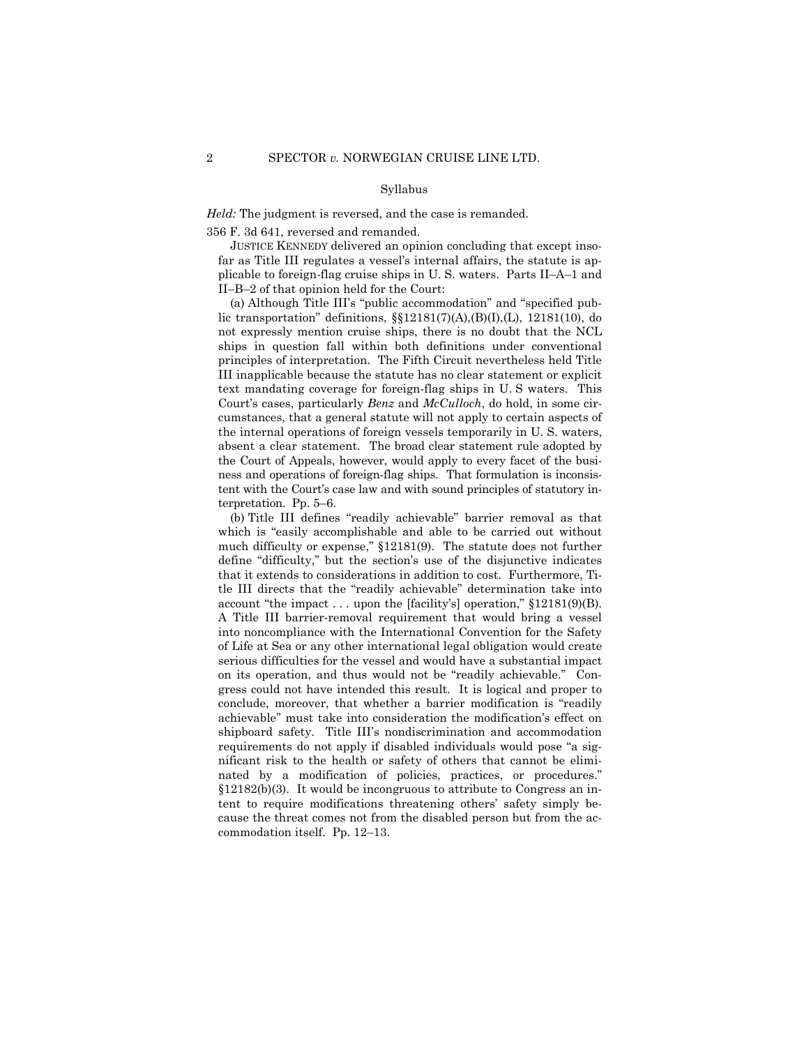Syllabus

*Held:* The judgment is reversed, and the case is remanded.

356 F. 3d 641, reversed and remanded.

JUSTICE KENNEDY delivered an opinion concluding that except insofar as Title III regulates a vessel's internal affairs, the statute is applicable to foreign-flag cruise ships in U. S. waters. Parts II–A–1 and II–B–2 of that opinion held for the Court:

(a) Although Title III's "public accommodation" and "specified public transportation" definitions, §§12181(7)(A),(B)(I),(L), 12181(10), do not expressly mention cruise ships, there is no doubt that the NCL ships in question fall within both definitions under conventional principles of interpretation. The Fifth Circuit nevertheless held Title III inapplicable because the statute has no clear statement or explicit text mandating coverage for foreign-flag ships in U. S waters. This Court's cases, particularly *Benz* and *McCulloch*, do hold, in some circumstances, that a general statute will not apply to certain aspects of the internal operations of foreign vessels temporarily in U. S. waters, absent a clear statement. The broad clear statement rule adopted by the Court of Appeals, however, would apply to every facet of the business and operations of foreign-flag ships. That formulation is inconsistent with the Court's case law and with sound principles of statutory interpretation. Pp. 5–6.

(b) Title III defines "readily achievable" barrier removal as that which is "easily accomplishable and able to be carried out without much difficulty or expense," §12181(9). The statute does not further define "difficulty," but the section's use of the disjunctive indicates that it extends to considerations in addition to cost. Furthermore, Title III directs that the "readily achievable" determination take into account "the impact . . . upon the [facility's] operation," §12181(9)(B). A Title III barrier-removal requirement that would bring a vessel into noncompliance with the International Convention for the Safety of Life at Sea or any other international legal obligation would create serious difficulties for the vessel and would have a substantial impact on its operation, and thus would not be "readily achievable." Congress could not have intended this result. It is logical and proper to conclude, moreover, that whether a barrier modification is "readily achievable" must take into consideration the modification's effect on shipboard safety. Title III's nondiscrimination and accommodation requirements do not apply if disabled individuals would pose "a significant risk to the health or safety of others that cannot be eliminated by a modification of policies, practices, or procedures." §12182(b)(3). It would be incongruous to attribute to Congress an intent to require modifications threatening others' safety simply because the threat comes not from the disabled person but from the accommodation itself. Pp. 12–13.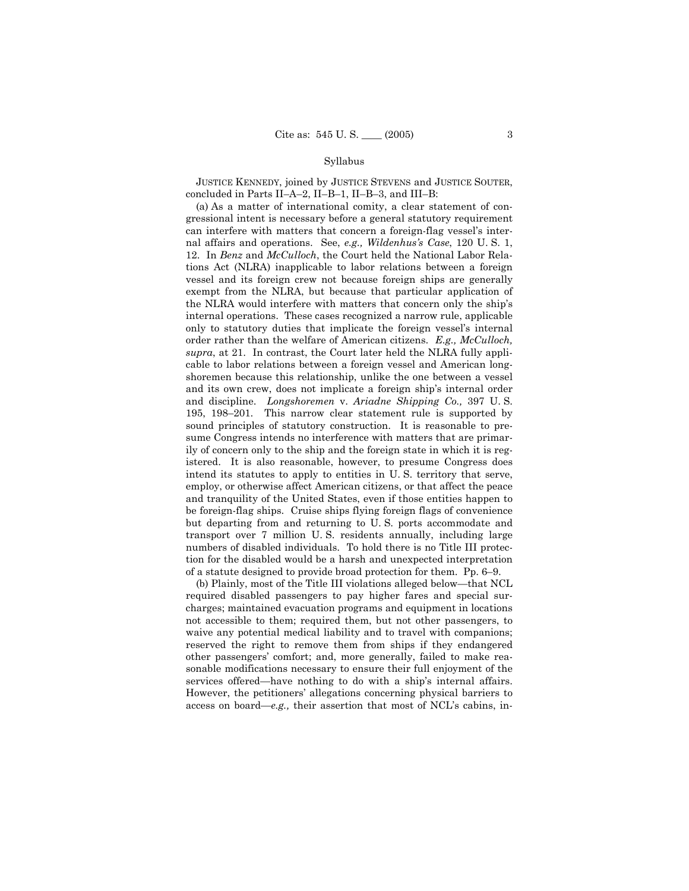Syllabus

JUSTICE KENNEDY, joined by JUSTICE STEVENS and JUSTICE SOUTER, concluded in Parts II–A–2, II–B–1, II–B–3, and III–B:

(a) As a matter of international comity, a clear statement of congressional intent is necessary before a general statutory requirement can interfere with matters that concern a foreign-flag vessel's internal affairs and operations. See, *e.g., Wildenhus's Case*, 120 U. S. 1, 12. In *Benz* and *McCulloch*, the Court held the National Labor Relations Act (NLRA) inapplicable to labor relations between a foreign vessel and its foreign crew not because foreign ships are generally exempt from the NLRA, but because that particular application of the NLRA would interfere with matters that concern only the ship's internal operations. These cases recognized a narrow rule, applicable only to statutory duties that implicate the foreign vessel's internal order rather than the welfare of American citizens. *E.g., McCulloch, supra*, at 21. In contrast, the Court later held the NLRA fully applicable to labor relations between a foreign vessel and American longshoremen because this relationship, unlike the one between a vessel and its own crew, does not implicate a foreign ship's internal order and discipline. *Longshoremen* v. *Ariadne Shipping Co.,* 397 U. S. 195, 198–201. This narrow clear statement rule is supported by sound principles of statutory construction. It is reasonable to presume Congress intends no interference with matters that are primarily of concern only to the ship and the foreign state in which it is registered. It is also reasonable, however, to presume Congress does intend its statutes to apply to entities in U. S. territory that serve, employ, or otherwise affect American citizens, or that affect the peace and tranquility of the United States, even if those entities happen to be foreign-flag ships. Cruise ships flying foreign flags of convenience but departing from and returning to U. S. ports accommodate and transport over 7 million U. S. residents annually, including large numbers of disabled individuals. To hold there is no Title III protection for the disabled would be a harsh and unexpected interpretation of a statute designed to provide broad protection for them. Pp. 6–9.

(b) Plainly, most of the Title III violations alleged below—that NCL required disabled passengers to pay higher fares and special surcharges; maintained evacuation programs and equipment in locations not accessible to them; required them, but not other passengers, to waive any potential medical liability and to travel with companions; reserved the right to remove them from ships if they endangered other passengers' comfort; and, more generally, failed to make reasonable modifications necessary to ensure their full enjoyment of the services offered—have nothing to do with a ship's internal affairs. However, the petitioners' allegations concerning physical barriers to access on board—*e.g.,* their assertion that most of NCL's cabins, in-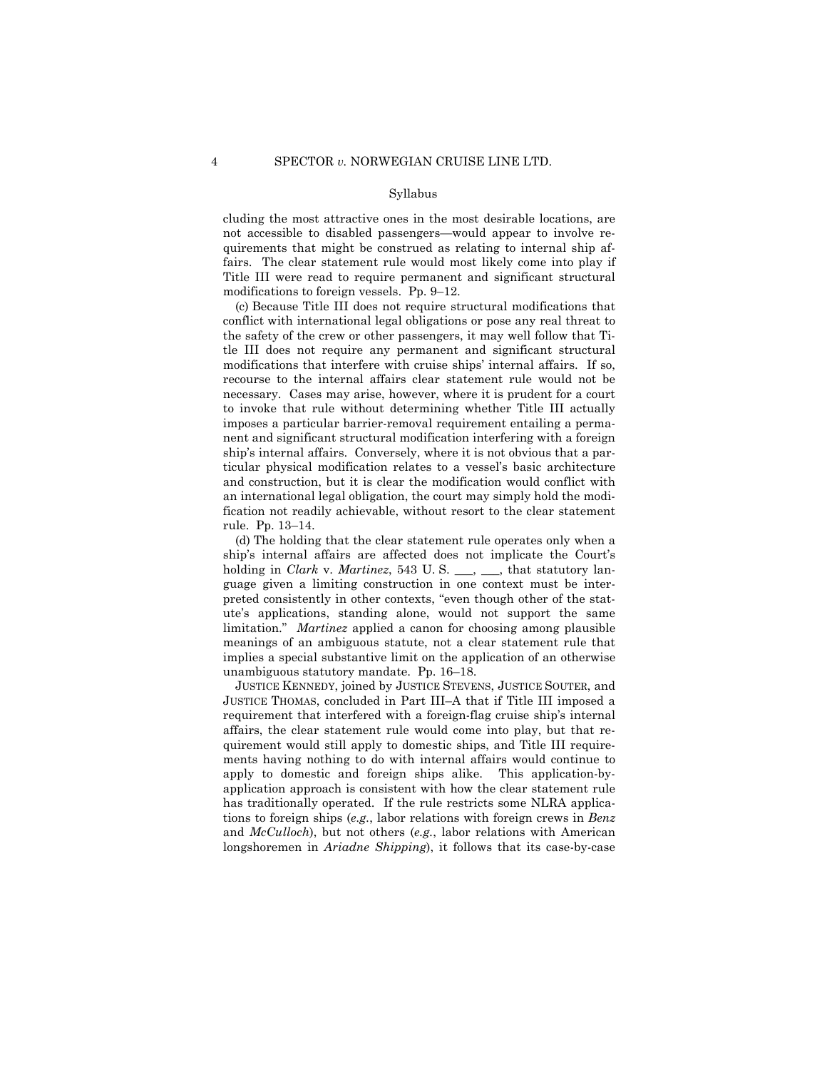cluding the most attractive ones in the most desirable locations, are not accessible to disabled passengers—would appear to involve requirements that might be construed as relating to internal ship affairs. The clear statement rule would most likely come into play if Title III were read to require permanent and significant structural modifications to foreign vessels. Pp. 9–12.

(c) Because Title III does not require structural modifications that conflict with international legal obligations or pose any real threat to the safety of the crew or other passengers, it may well follow that Title III does not require any permanent and significant structural modifications that interfere with cruise ships' internal affairs. If so, recourse to the internal affairs clear statement rule would not be necessary. Cases may arise, however, where it is prudent for a court to invoke that rule without determining whether Title III actually imposes a particular barrier-removal requirement entailing a permanent and significant structural modification interfering with a foreign ship's internal affairs. Conversely, where it is not obvious that a particular physical modification relates to a vessel's basic architecture and construction, but it is clear the modification would conflict with an international legal obligation, the court may simply hold the modification not readily achievable, without resort to the clear statement rule. Pp. 13–14.

(d) The holding that the clear statement rule operates only when a ship's internal affairs are affected does not implicate the Court's holding in *Clark* v. *Martinez*, 543 U. S. ___, ___, that statutory language given a limiting construction in one context must be interpreted consistently in other contexts, "even though other of the statute's applications, standing alone, would not support the same limitation." *Martinez* applied a canon for choosing among plausible meanings of an ambiguous statute, not a clear statement rule that implies a special substantive limit on the application of an otherwise unambiguous statutory mandate. Pp. 16–18.

JUSTICE KENNEDY, joined by JUSTICE STEVENS, JUSTICE SOUTER, and JUSTICE THOMAS, concluded in Part III–A that if Title III imposed a requirement that interfered with a foreign-flag cruise ship's internal affairs, the clear statement rule would come into play, but that requirement would still apply to domestic ships, and Title III requirements having nothing to do with internal affairs would continue to apply to domestic and foreign ships alike. This application-by-application approach is consistent with how the clear statement rule has traditionally operated. If the rule restricts some NLRA applications to foreign ships (*e.g.*, labor relations with foreign crews in *Benz* and *McCulloch*), but not others (*e.g.*, labor relations with American longshoremen in *Ariadne Shipping*), it follows that its case-by-case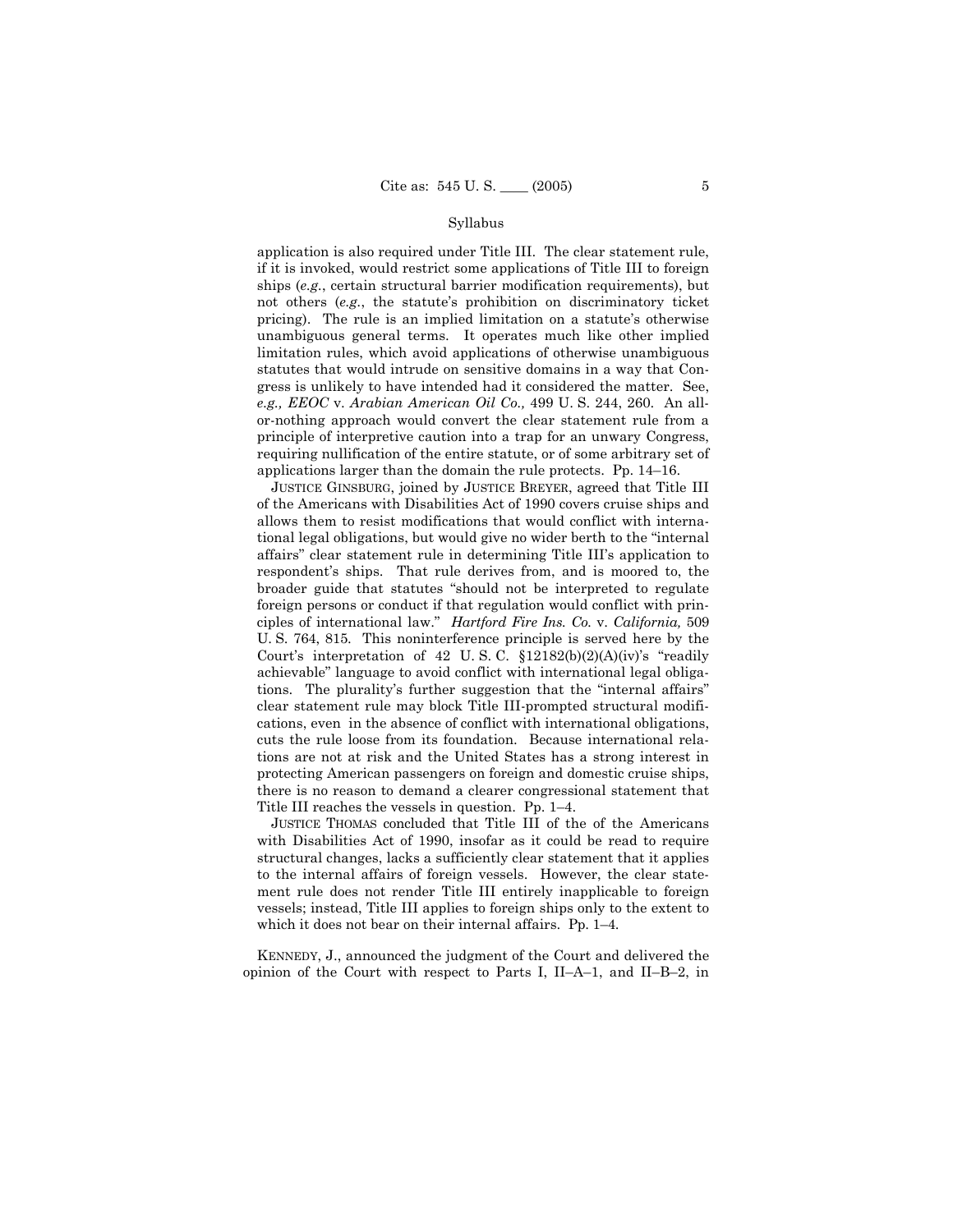application is also required under Title III. The clear statement rule, if it is invoked, would restrict some applications of Title III to foreign ships (*e.g.*, certain structural barrier modification requirements), but not others (*e.g.*, the statute's prohibition on discriminatory ticket pricing). The rule is an implied limitation on a statute's otherwise unambiguous general terms. It operates much like other implied limitation rules, which avoid applications of otherwise unambiguous statutes that would intrude on sensitive domains in a way that Congress is unlikely to have intended had it considered the matter. See, *e.g., EEOC* v. *Arabian American Oil Co.,* 499 U. S. 244, 260. An all-or-nothing approach would convert the clear statement rule from a principle of interpretive caution into a trap for an unwary Congress, requiring nullification of the entire statute, or of some arbitrary set of applications larger than the domain the rule protects. Pp. 14–16.

JUSTICE GINSBURG, joined by JUSTICE BREYER, agreed that Title III of the Americans with Disabilities Act of 1990 covers cruise ships and allows them to resist modifications that would conflict with international legal obligations, but would give no wider berth to the "internal affairs" clear statement rule in determining Title III's application to respondent's ships. That rule derives from, and is moored to, the broader guide that statutes "should not be interpreted to regulate foreign persons or conduct if that regulation would conflict with principles of international law." *Hartford Fire Ins. Co.* v. *California,* 509 U. S. 764, 815. This noninterference principle is served here by the Court's interpretation of 42 U. S. C. §12182(b)(2)(A)(iv)'s "readily achievable" language to avoid conflict with international legal obligations. The plurality's further suggestion that the "internal affairs" clear statement rule may block Title III-prompted structural modifications, even in the absence of conflict with international obligations, cuts the rule loose from its foundation. Because international relations are not at risk and the United States has a strong interest in protecting American passengers on foreign and domestic cruise ships, there is no reason to demand a clearer congressional statement that Title III reaches the vessels in question. Pp. 1–4.

JUSTICE THOMAS concluded that Title III of the of the Americans with Disabilities Act of 1990, insofar as it could be read to require structural changes, lacks a sufficiently clear statement that it applies to the internal affairs of foreign vessels. However, the clear statement rule does not render Title III entirely inapplicable to foreign vessels; instead, Title III applies to foreign ships only to the extent to which it does not bear on their internal affairs. Pp. 1–4.

KENNEDY, J., announced the judgment of the Court and delivered the opinion of the Court with respect to Parts I, II–A–1, and II–B–2, in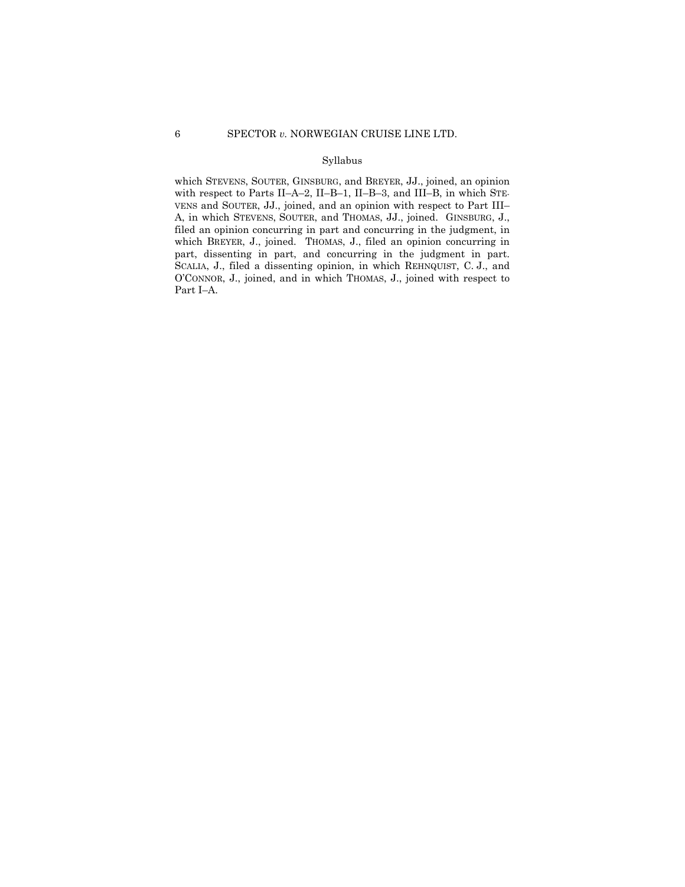Syllabus

which STEVENS, SOUTER, GINSBURG, and BREYER, JJ., joined, an opinion with respect to Parts II–A–2, II–B–1, II–B–3, and III–B, in which STEVENS and SOUTER, JJ., joined, and an opinion with respect to Part III–A, in which STEVENS, SOUTER, and THOMAS, JJ., joined. GINSBURG, J., filed an opinion concurring in part and concurring in the judgment, in which BREYER, J., joined. THOMAS, J., filed an opinion concurring in part, dissenting in part, and concurring in the judgment in part. SCALIA, J., filed a dissenting opinion, in which REHNQUIST, C. J., and O'CONNOR, J., joined, and in which THOMAS, J., joined with respect to Part I–A.